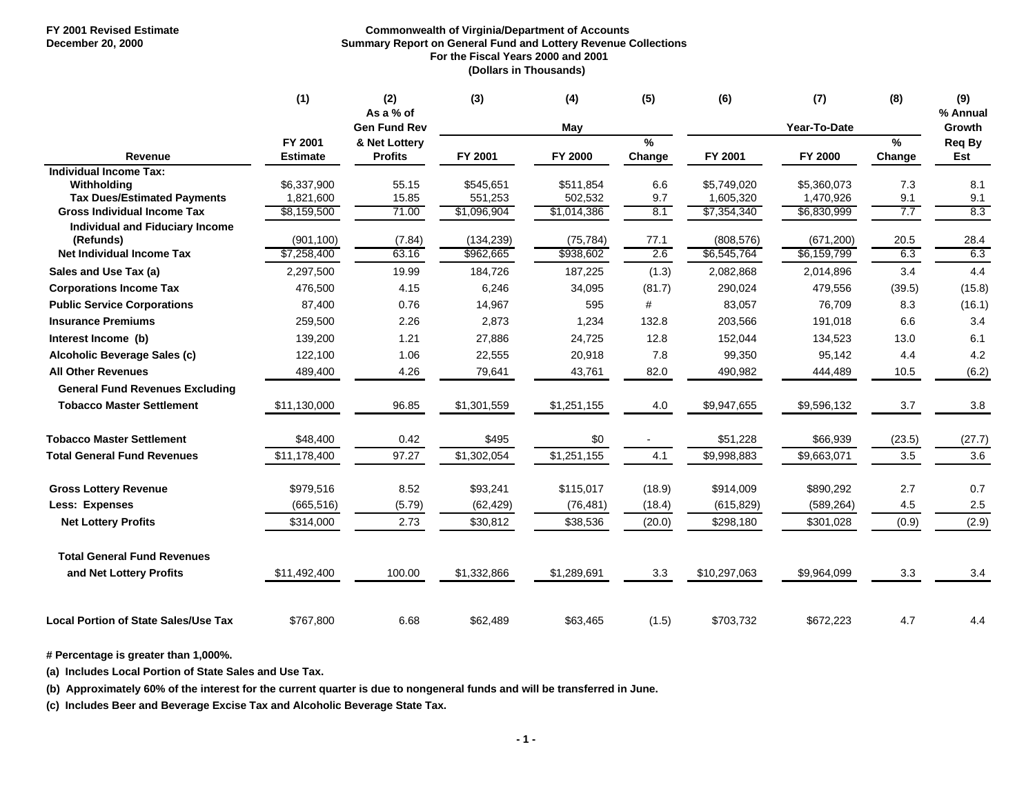FY 2001 Revised Estimate
December 20, 2000

# Commonwealth of Virginia/Department of Accounts
## Summary Report on General Fund and Lottery Revenue Collections
### For the Fiscal Years 2000 and 2001
### (Dollars in Thousands)

| | (1) | (2) | (3) | (4) | (5) | (6) | (7) | (8) | (9) |
|---|---|---|---|---|---|---|---|---|---|
| | | As a % of Gen Fund Rev | May | | | Year-To-Date | | | % Annual Growth |
| Revenue | FY 2001 Estimate | & Net Lottery Profits | FY 2001 | FY 2000 | % Change | FY 2001 | FY 2000 | % Change | Req By Est |
| **Individual Income Tax:** | | | | | | | | | |
| **Withholding** | $6,337,900 | 55.15 | $545,651 | $511,854 | 6.6 | $5,749,020 | $5,360,073 | 7.3 | 8.1 |
| **Tax Dues/Estimated Payments** | 1,821,600 | 15.85 | 551,253 | 502,532 | 9.7 | 1,605,320 | 1,470,926 | 9.1 | 9.1 |
| **Gross Individual Income Tax** | $8,159,500 | 71.00 | $1,096,904 | $1,014,386 | 8.1 | $7,354,340 | $6,830,999 | 7.7 | 8.3 |
| **Individual and Fiduciary Income (Refunds)** | (901,100) | (7.84) | (134,239) | (75,784) | 77.1 | (808,576) | (671,200) | 20.5 | 28.4 |
| **Net Individual Income Tax** | $7,258,400 | 63.16 | $962,665 | $938,602 | 2.6 | $6,545,764 | $6,159,799 | 6.3 | 6.3 |
| **Sales and Use Tax (a)** | 2,297,500 | 19.99 | 184,726 | 187,225 | (1.3) | 2,082,868 | 2,014,896 | 3.4 | 4.4 |
| **Corporations Income Tax** | 476,500 | 4.15 | 6,246 | 34,095 | (81.7) | 290,024 | 479,556 | (39.5) | (15.8) |
| **Public Service Corporations** | 87,400 | 0.76 | 14,967 | 595 | # | 83,057 | 76,709 | 8.3 | (16.1) |
| **Insurance Premiums** | 259,500 | 2.26 | 2,873 | 1,234 | 132.8 | 203,566 | 191,018 | 6.6 | 3.4 |
| **Interest Income (b)** | 139,200 | 1.21 | 27,886 | 24,725 | 12.8 | 152,044 | 134,523 | 13.0 | 6.1 |
| **Alcoholic Beverage Sales (c)** | 122,100 | 1.06 | 22,555 | 20,918 | 7.8 | 99,350 | 95,142 | 4.4 | 4.2 |
| **All Other Revenues** | 489,400 | 4.26 | 79,641 | 43,761 | 82.0 | 490,982 | 444,489 | 10.5 | (6.2) |
| **General Fund Revenues Excluding Tobacco Master Settlement** | $11,130,000 | 96.85 | $1,301,559 | $1,251,155 | 4.0 | $9,947,655 | $9,596,132 | 3.7 | 3.8 |
| **Tobacco Master Settlement** | $48,400 | 0.42 | $495 | $0 | - | $51,228 | $66,939 | (23.5) | (27.7) |
| **Total General Fund Revenues** | $11,178,400 | 97.27 | $1,302,054 | $1,251,155 | 4.1 | $9,998,883 | $9,663,071 | 3.5 | 3.6 |
| **Gross Lottery Revenue** | $979,516 | 8.52 | $93,241 | $115,017 | (18.9) | $914,009 | $890,292 | 2.7 | 0.7 |
| **Less: Expenses** | (665,516) | (5.79) | (62,429) | (76,481) | (18.4) | (615,829) | (589,264) | 4.5 | 2.5 |
| **Net Lottery Profits** | $314,000 | 2.73 | $30,812 | $38,536 | (20.0) | $298,180 | $301,028 | (0.9) | (2.9) |
| **Total General Fund Revenues and Net Lottery Profits** | $11,492,400 | 100.00 | $1,332,866 | $1,289,691 | 3.3 | $10,297,063 | $9,964,099 | 3.3 | 3.4 |
| **Local Portion of State Sales/Use Tax** | $767,800 | 6.68 | $62,489 | $63,465 | (1.5) | $703,732 | $672,223 | 4.7 | 4.4 |

**# Percentage is greater than 1,000%.**

**(a) Includes Local Portion of State Sales and Use Tax.**

**(b) Approximately 60% of the interest for the current quarter is due to nongeneral funds and will be transferred in June.**

**(c) Includes Beer and Beverage Excise Tax and Alcoholic Beverage State Tax.**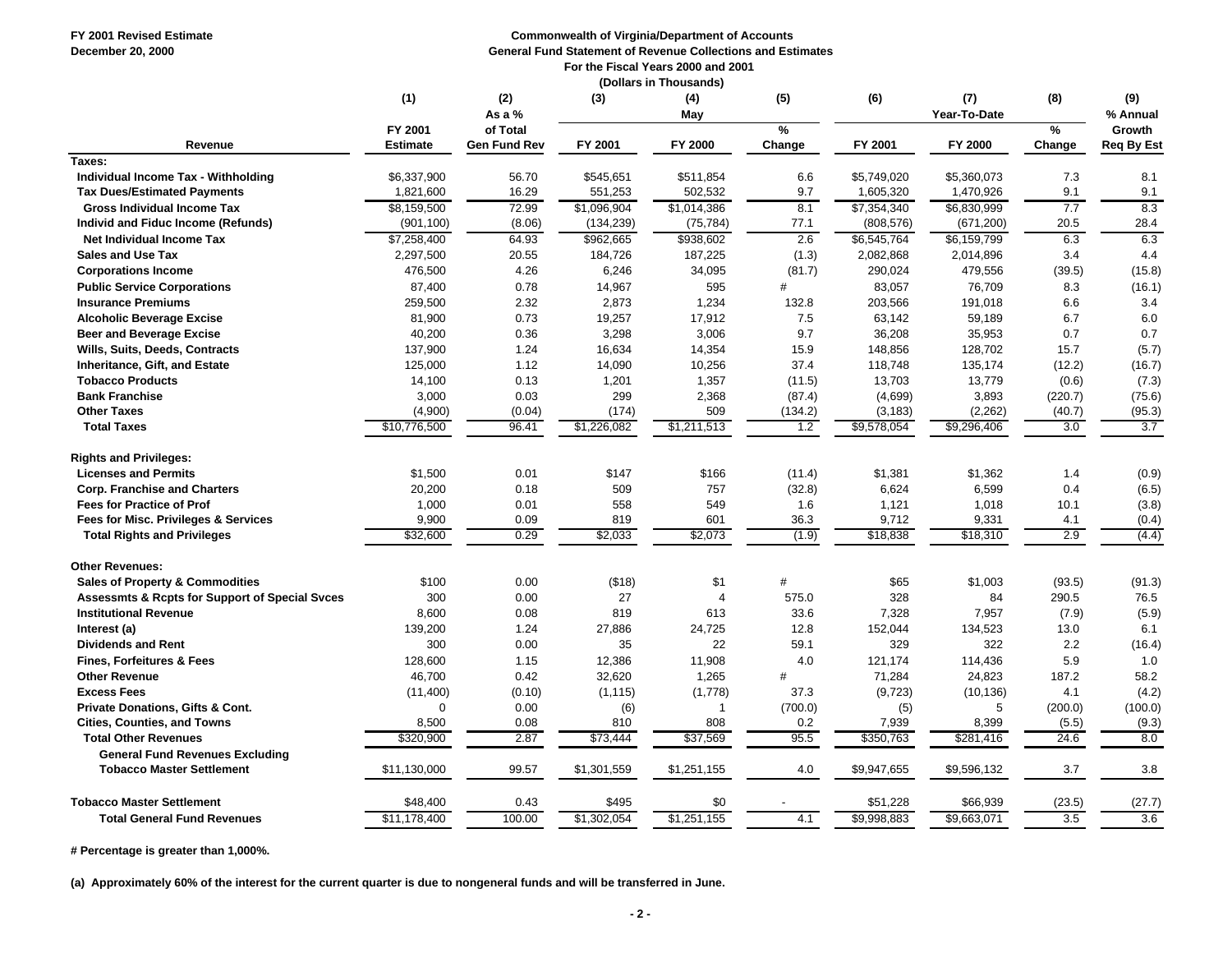FY 2001 Revised Estimate
December 20, 2000

**Commonwealth of Virginia/Department of Accounts**
**General Fund Statement of Revenue Collections and Estimates**
**For the Fiscal Years 2000 and 2001**
**(Dollars in Thousands)**

| Revenue | (1) FY 2001 Estimate | (2) As a % of Total Gen Fund Rev | (3) May FY 2001 | (4) May FY 2000 | (5) % Change | (6) Year-To-Date FY 2001 | (7) Year-To-Date FY 2000 | (8) % Change | (9) % Annual Growth Req By Est |
|---|---|---|---|---|---|---|---|---|---|
| **Taxes:** | | | | | | | | | |
| **Individual Income Tax - Withholding** | $6,337,900 | 56.70 | $545,651 | $511,854 | 6.6 | $5,749,020 | $5,360,073 | 7.3 | 8.1 |
| **Tax Dues/Estimated Payments** | 1,821,600 | 16.29 | 551,253 | 502,532 | 9.7 | 1,605,320 | 1,470,926 | 9.1 | 9.1 |
| **Gross Individual Income Tax** | $8,159,500 | 72.99 | $1,096,904 | $1,014,386 | 8.1 | $7,354,340 | $6,830,999 | 7.7 | 8.3 |
| **Individ and Fiduc Income (Refunds)** | (901,100) | (8.06) | (134,239) | (75,784) | 77.1 | (808,576) | (671,200) | 20.5 | 28.4 |
| **Net Individual Income Tax** | $7,258,400 | 64.93 | $962,665 | $938,602 | 2.6 | $6,545,764 | $6,159,799 | 6.3 | 6.3 |
| **Sales and Use Tax** | 2,297,500 | 20.55 | 184,726 | 187,225 | (1.3) | 2,082,868 | 2,014,896 | 3.4 | 4.4 |
| **Corporations Income** | 476,500 | 4.26 | 6,246 | 34,095 | (81.7) | 290,024 | 479,556 | (39.5) | (15.8) |
| **Public Service Corporations** | 87,400 | 0.78 | 14,967 | 595 | # | 83,057 | 76,709 | 8.3 | (16.1) |
| **Insurance Premiums** | 259,500 | 2.32 | 2,873 | 1,234 | 132.8 | 203,566 | 191,018 | 6.6 | 3.4 |
| **Alcoholic Beverage Excise** | 81,900 | 0.73 | 19,257 | 17,912 | 7.5 | 63,142 | 59,189 | 6.7 | 6.0 |
| **Beer and Beverage Excise** | 40,200 | 0.36 | 3,298 | 3,006 | 9.7 | 36,208 | 35,953 | 0.7 | 0.7 |
| **Wills, Suits, Deeds, Contracts** | 137,900 | 1.24 | 16,634 | 14,354 | 15.9 | 148,856 | 128,702 | 15.7 | (5.7) |
| **Inheritance, Gift, and Estate** | 125,000 | 1.12 | 14,090 | 10,256 | 37.4 | 118,748 | 135,174 | (12.2) | (16.7) |
| **Tobacco Products** | 14,100 | 0.13 | 1,201 | 1,357 | (11.5) | 13,703 | 13,779 | (0.6) | (7.3) |
| **Bank Franchise** | 3,000 | 0.03 | 299 | 2,368 | (87.4) | (4,699) | 3,893 | (220.7) | (75.6) |
| **Other Taxes** | (4,900) | (0.04) | (174) | 509 | (134.2) | (3,183) | (2,262) | (40.7) | (95.3) |
| **Total Taxes** | $10,776,500 | 96.41 | $1,226,082 | $1,211,513 | 1.2 | $9,578,054 | $9,296,406 | 3.0 | 3.7 |
| **Rights and Privileges:** | | | | | | | | | |
| **Licenses and Permits** | $1,500 | 0.01 | $147 | $166 | (11.4) | $1,381 | $1,362 | 1.4 | (0.9) |
| **Corp. Franchise and Charters** | 20,200 | 0.18 | 509 | 757 | (32.8) | 6,624 | 6,599 | 0.4 | (6.5) |
| **Fees for Practice of Prof** | 1,000 | 0.01 | 558 | 549 | 1.6 | 1,121 | 1,018 | 10.1 | (3.8) |
| **Fees for Misc. Privileges & Services** | 9,900 | 0.09 | 819 | 601 | 36.3 | 9,712 | 9,331 | 4.1 | (0.4) |
| **Total Rights and Privileges** | $32,600 | 0.29 | $2,033 | $2,073 | (1.9) | $18,838 | $18,310 | 2.9 | (4.4) |
| **Other Revenues:** | | | | | | | | | |
| **Sales of Property & Commodities** | $100 | 0.00 | ($18) | $1 | # | $65 | $1,003 | (93.5) | (91.3) |
| **Assessmts & Rcpts for Support of Special Svces** | 300 | 0.00 | 27 | 4 | 575.0 | 328 | 84 | 290.5 | 76.5 |
| **Institutional Revenue** | 8,600 | 0.08 | 819 | 613 | 33.6 | 7,328 | 7,957 | (7.9) | (5.9) |
| **Interest (a)** | 139,200 | 1.24 | 27,886 | 24,725 | 12.8 | 152,044 | 134,523 | 13.0 | 6.1 |
| **Dividends and Rent** | 300 | 0.00 | 35 | 22 | 59.1 | 329 | 322 | 2.2 | (16.4) |
| **Fines, Forfeitures & Fees** | 128,600 | 1.15 | 12,386 | 11,908 | 4.0 | 121,174 | 114,436 | 5.9 | 1.0 |
| **Other Revenue** | 46,700 | 0.42 | 32,620 | 1,265 | # | 71,284 | 24,823 | 187.2 | 58.2 |
| **Excess Fees** | (11,400) | (0.10) | (1,115) | (1,778) | 37.3 | (9,723) | (10,136) | 4.1 | (4.2) |
| **Private Donations, Gifts & Cont.** | 0 | 0.00 | (6) | 1 | (700.0) | (5) | 5 | (200.0) | (100.0) |
| **Cities, Counties, and Towns** | 8,500 | 0.08 | 810 | 808 | 0.2 | 7,939 | 8,399 | (5.5) | (9.3) |
| **Total Other Revenues** | $320,900 | 2.87 | $73,444 | $37,569 | 95.5 | $350,763 | $281,416 | 24.6 | 8.0 |
| **General Fund Revenues Excluding Tobacco Master Settlement** | $11,130,000 | 99.57 | $1,301,559 | $1,251,155 | 4.0 | $9,947,655 | $9,596,132 | 3.7 | 3.8 |
| **Tobacco Master Settlement** | $48,400 | 0.43 | $495 | $0 | - | $51,228 | $66,939 | (23.5) | (27.7) |
| **Total General Fund Revenues** | $11,178,400 | 100.00 | $1,302,054 | $1,251,155 | 4.1 | $9,998,883 | $9,663,071 | 3.5 | 3.6 |

**# Percentage is greater than 1,000%.**

**(a) Approximately 60% of the interest for the current quarter is due to nongeneral funds and will be transferred in June.**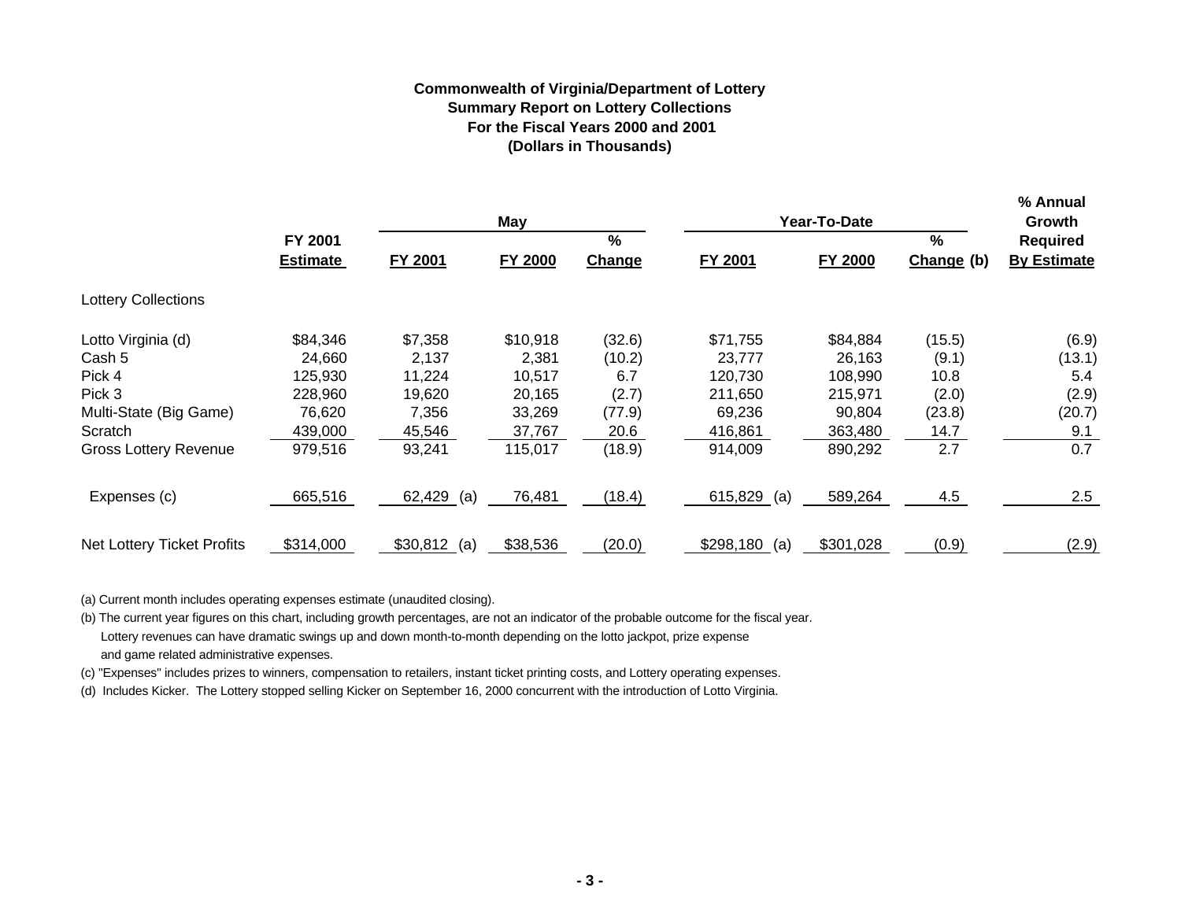**Commonwealth of Virginia/Department of Lottery**
**Summary Report on Lottery Collections**
**For the Fiscal Years 2000 and 2001**
**(Dollars in Thousands)**

| | FY 2001 Estimate | May FY 2001 | May FY 2000 | May % Change | Year-To-Date FY 2001 | Year-To-Date FY 2000 | Year-To-Date % Change (b) | % Annual Growth Required By Estimate |
|---|---|---|---|---|---|---|---|---|
| Lottery Collections | | | | | | | | |
| Lotto Virginia (d) | $84,346 | $7,358 | $10,918 | (32.6) | $71,755 | $84,884 | (15.5) | (6.9) |
| Cash 5 | 24,660 | 2,137 | 2,381 | (10.2) | 23,777 | 26,163 | (9.1) | (13.1) |
| Pick 4 | 125,930 | 11,224 | 10,517 | 6.7 | 120,730 | 108,990 | 10.8 | 5.4 |
| Pick 3 | 228,960 | 19,620 | 20,165 | (2.7) | 211,650 | 215,971 | (2.0) | (2.9) |
| Multi-State (Big Game) | 76,620 | 7,356 | 33,269 | (77.9) | 69,236 | 90,804 | (23.8) | (20.7) |
| Scratch | 439,000 | 45,546 | 37,767 | 20.6 | 416,861 | 363,480 | 14.7 | 9.1 |
| Gross Lottery Revenue | 979,516 | 93,241 | 115,017 | (18.9) | 914,009 | 890,292 | 2.7 | 0.7 |
| Expenses (c) | 665,516 | 62,429 (a) | 76,481 | (18.4) | 615,829 (a) | 589,264 | 4.5 | 2.5 |
| Net Lottery Ticket Profits | $314,000 | $30,812 (a) | $38,536 | (20.0) | $298,180 (a) | $301,028 | (0.9) | (2.9) |

(a) Current month includes operating expenses estimate (unaudited closing).

(b) The current year figures on this chart, including growth percentages, are not an indicator of the probable outcome for the fiscal year. Lottery revenues can have dramatic swings up and down month-to-month depending on the lotto jackpot, prize expense and game related administrative expenses.

(c) "Expenses" includes prizes to winners, compensation to retailers, instant ticket printing costs, and Lottery operating expenses.

(d) Includes Kicker. The Lottery stopped selling Kicker on September 16, 2000 concurrent with the introduction of Lotto Virginia.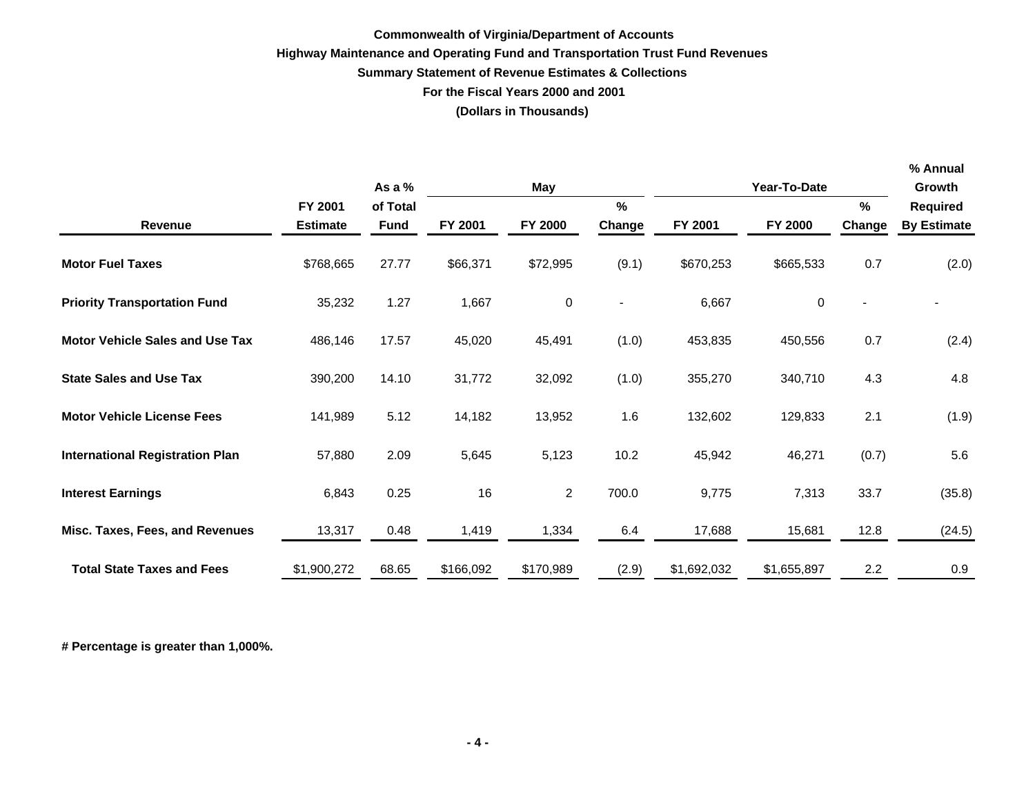**Commonwealth of Virginia/Department of Accounts**

**Highway Maintenance and Operating Fund and Transportation Trust Fund Revenues**

**Summary Statement of Revenue Estimates & Collections**

**For the Fiscal Years 2000 and 2001**

**(Dollars in Thousands)**

| Revenue | FY 2001 Estimate | As a % of Total Fund | May | | | Year-To-Date | | | % Annual Growth Required By Estimate |
|---|---|---|---|---|---|---|---|---|---|
| | | | FY 2001 | FY 2000 | % Change | FY 2001 | FY 2000 | % Change | |
| **Motor Fuel Taxes** | $768,665 | 27.77 | $66,371 | $72,995 | (9.1) | $670,253 | $665,533 | 0.7 | (2.0) |
| **Priority Transportation Fund** | 35,232 | 1.27 | 1,667 | 0 | - | 6,667 | 0 | - | - |
| **Motor Vehicle Sales and Use Tax** | 486,146 | 17.57 | 45,020 | 45,491 | (1.0) | 453,835 | 450,556 | 0.7 | (2.4) |
| **State Sales and Use Tax** | 390,200 | 14.10 | 31,772 | 32,092 | (1.0) | 355,270 | 340,710 | 4.3 | 4.8 |
| **Motor Vehicle License Fees** | 141,989 | 5.12 | 14,182 | 13,952 | 1.6 | 132,602 | 129,833 | 2.1 | (1.9) |
| **International Registration Plan** | 57,880 | 2.09 | 5,645 | 5,123 | 10.2 | 45,942 | 46,271 | (0.7) | 5.6 |
| **Interest Earnings** | 6,843 | 0.25 | 16 | 2 | 700.0 | 9,775 | 7,313 | 33.7 | (35.8) |
| **Misc. Taxes, Fees, and Revenues** | 13,317 | 0.48 | 1,419 | 1,334 | 6.4 | 17,688 | 15,681 | 12.8 | (24.5) |
| **Total State Taxes and Fees** | $1,900,272 | 68.65 | $166,092 | $170,989 | (2.9) | $1,692,032 | $1,655,897 | 2.2 | 0.9 |

**# Percentage is greater than 1,000%.**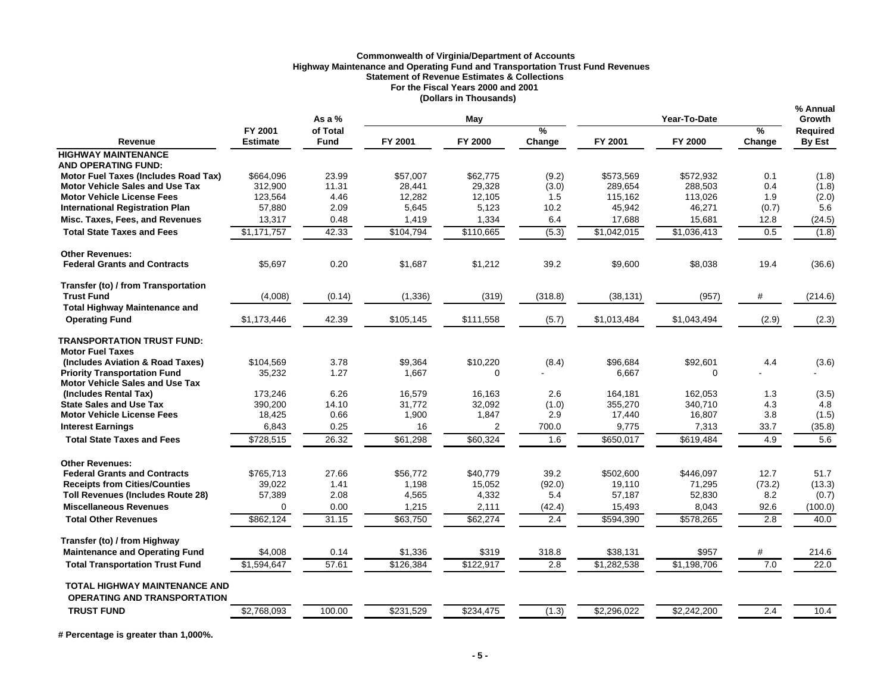**Commonwealth of Virginia/Department of Accounts**
**Highway Maintenance and Operating Fund and Transportation Trust Fund Revenues**
**Statement of Revenue Estimates & Collections**
**For the Fiscal Years 2000 and 2001**
**(Dollars in Thousands)**

| Revenue | FY 2001 Estimate | As a % of Total Fund | May FY 2001 | May FY 2000 | May % Change | Year-To-Date FY 2001 | Year-To-Date FY 2000 | Year-To-Date % Change | % Annual Growth Required By Est |
|---|---|---|---|---|---|---|---|---|---|
| **HIGHWAY MAINTENANCE AND OPERATING FUND:** | | | | | | | | | |
| **Motor Fuel Taxes (Includes Road Tax)** | $664,096 | 23.99 | $57,007 | $62,775 | (9.2) | $573,569 | $572,932 | 0.1 | (1.8) |
| **Motor Vehicle Sales and Use Tax** | 312,900 | 11.31 | 28,441 | 29,328 | (3.0) | 289,654 | 288,503 | 0.4 | (1.8) |
| **Motor Vehicle License Fees** | 123,564 | 4.46 | 12,282 | 12,105 | 1.5 | 115,162 | 113,026 | 1.9 | (2.0) |
| **International Registration Plan** | 57,880 | 2.09 | 5,645 | 5,123 | 10.2 | 45,942 | 46,271 | (0.7) | 5.6 |
| **Misc. Taxes, Fees, and Revenues** | 13,317 | 0.48 | 1,419 | 1,334 | 6.4 | 17,688 | 15,681 | 12.8 | (24.5) |
| **Total State Taxes and Fees** | $1,171,757 | 42.33 | $104,794 | $110,665 | (5.3) | $1,042,015 | $1,036,413 | 0.5 | (1.8) |
| **Other Revenues:** | | | | | | | | | |
| **Federal Grants and Contracts** | $5,697 | 0.20 | $1,687 | $1,212 | 39.2 | $9,600 | $8,038 | 19.4 | (36.6) |
| **Transfer (to) / from Transportation Trust Fund** | (4,008) | (0.14) | (1,336) | (319) | (318.8) | (38,131) | (957) | # | (214.6) |
| **Total Highway Maintenance and Operating Fund** | $1,173,446 | 42.39 | $105,145 | $111,558 | (5.7) | $1,013,484 | $1,043,494 | (2.9) | (2.3) |
| **TRANSPORTATION TRUST FUND:** | | | | | | | | | |
| **Motor Fuel Taxes (Includes Aviation & Road Taxes)** | $104,569 | 3.78 | $9,364 | $10,220 | (8.4) | $96,684 | $92,601 | 4.4 | (3.6) |
| **Priority Transportation Fund** | 35,232 | 1.27 | 1,667 | 0 | - | 6,667 | 0 | - | - |
| **Motor Vehicle Sales and Use Tax (Includes Rental Tax)** | 173,246 | 6.26 | 16,579 | 16,163 | 2.6 | 164,181 | 162,053 | 1.3 | (3.5) |
| **State Sales and Use Tax** | 390,200 | 14.10 | 31,772 | 32,092 | (1.0) | 355,270 | 340,710 | 4.3 | 4.8 |
| **Motor Vehicle License Fees** | 18,425 | 0.66 | 1,900 | 1,847 | 2.9 | 17,440 | 16,807 | 3.8 | (1.5) |
| **Interest Earnings** | 6,843 | 0.25 | 16 | 2 | 700.0 | 9,775 | 7,313 | 33.7 | (35.8) |
| **Total State Taxes and Fees** | $728,515 | 26.32 | $61,298 | $60,324 | 1.6 | $650,017 | $619,484 | 4.9 | 5.6 |
| **Other Revenues:** | | | | | | | | | |
| **Federal Grants and Contracts** | $765,713 | 27.66 | $56,772 | $40,779 | 39.2 | $502,600 | $446,097 | 12.7 | 51.7 |
| **Receipts from Cities/Counties** | 39,022 | 1.41 | 1,198 | 15,052 | (92.0) | 19,110 | 71,295 | (73.2) | (13.3) |
| **Toll Revenues (Includes Route 28)** | 57,389 | 2.08 | 4,565 | 4,332 | 5.4 | 57,187 | 52,830 | 8.2 | (0.7) |
| **Miscellaneous Revenues** | 0 | 0.00 | 1,215 | 2,111 | (42.4) | 15,493 | 8,043 | 92.6 | (100.0) |
| **Total Other Revenues** | $862,124 | 31.15 | $63,750 | $62,274 | 2.4 | $594,390 | $578,265 | 2.8 | 40.0 |
| **Transfer (to) / from Highway Maintenance and Operating Fund** | $4,008 | 0.14 | $1,336 | $319 | 318.8 | $38,131 | $957 | # | 214.6 |
| **Total Transportation Trust Fund** | $1,594,647 | 57.61 | $126,384 | $122,917 | 2.8 | $1,282,538 | $1,198,706 | 7.0 | 22.0 |
| **TOTAL HIGHWAY MAINTENANCE AND OPERATING AND TRANSPORTATION TRUST FUND** | $2,768,093 | 100.00 | $231,529 | $234,475 | (1.3) | $2,296,022 | $2,242,200 | 2.4 | 10.4 |

**# Percentage is greater than 1,000%.**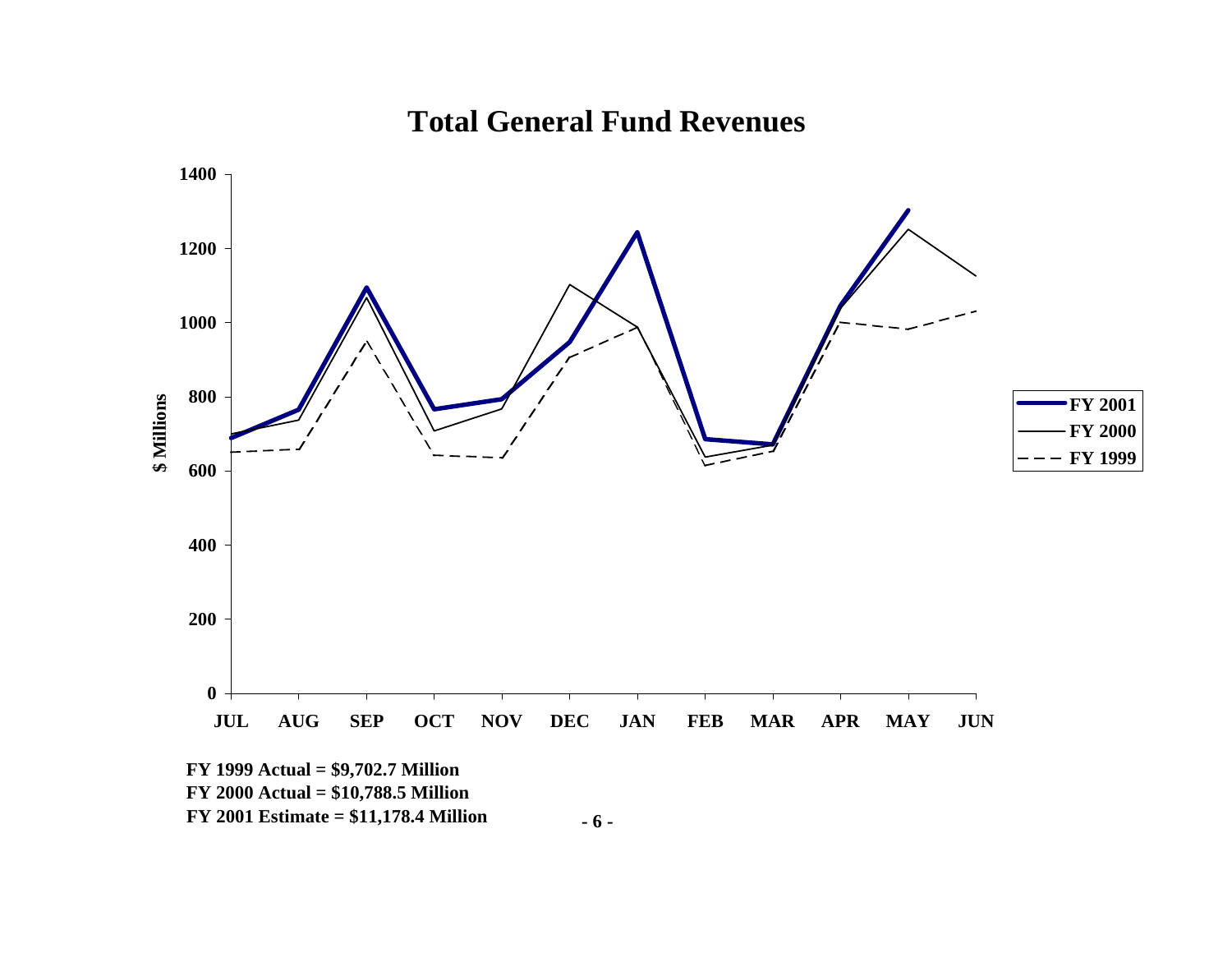# Total General Fund Revenues

**FY 1999 Actual = $9,702.7 Million**
**FY 2000 Actual = $10,788.5 Million**
**FY 2001 Estimate = $11,178.4 Million**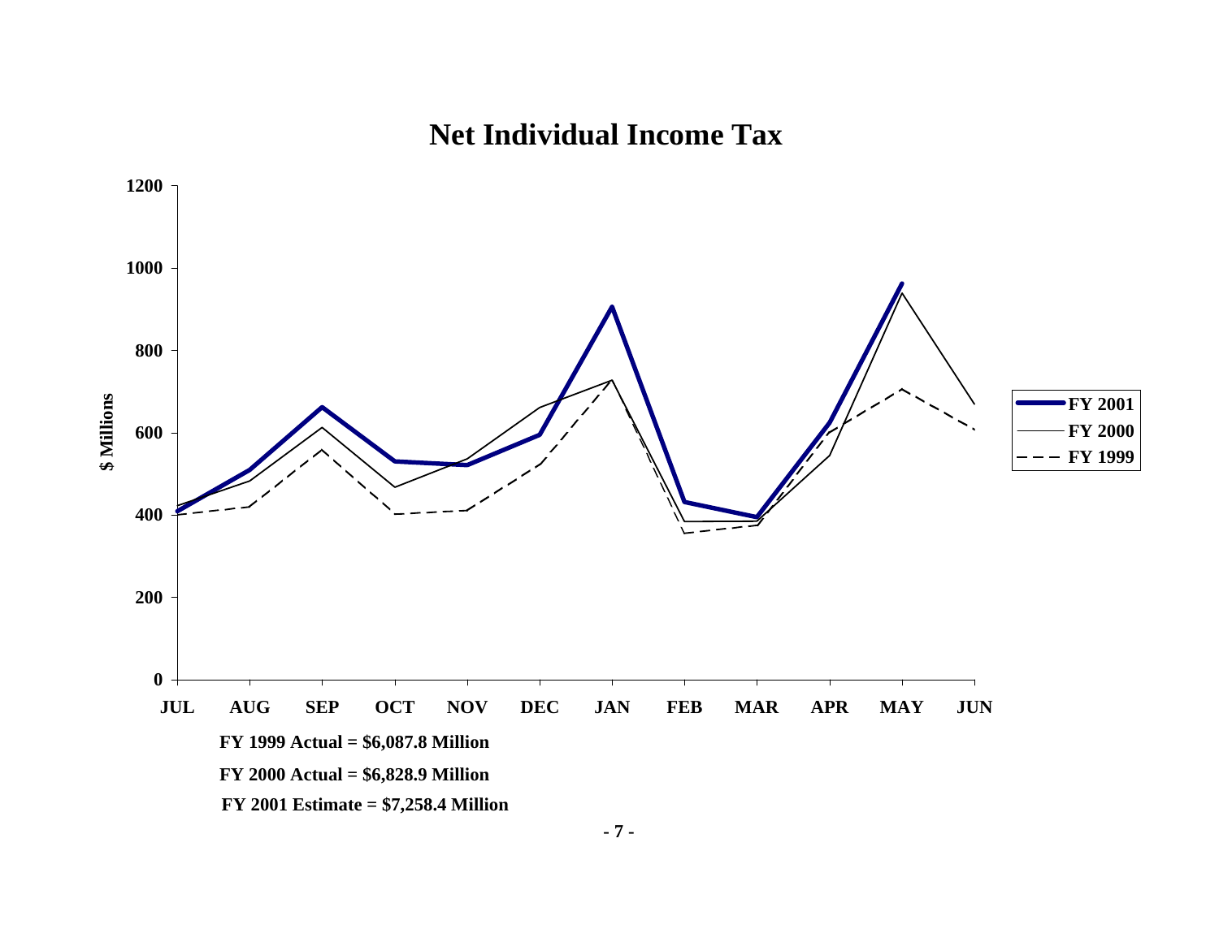# Net Individual Income Tax

FY 1999 Actual = $6,087.8 Million

FY 2000 Actual = $6,828.9 Million

FY 2001 Estimate = $7,258.4 Million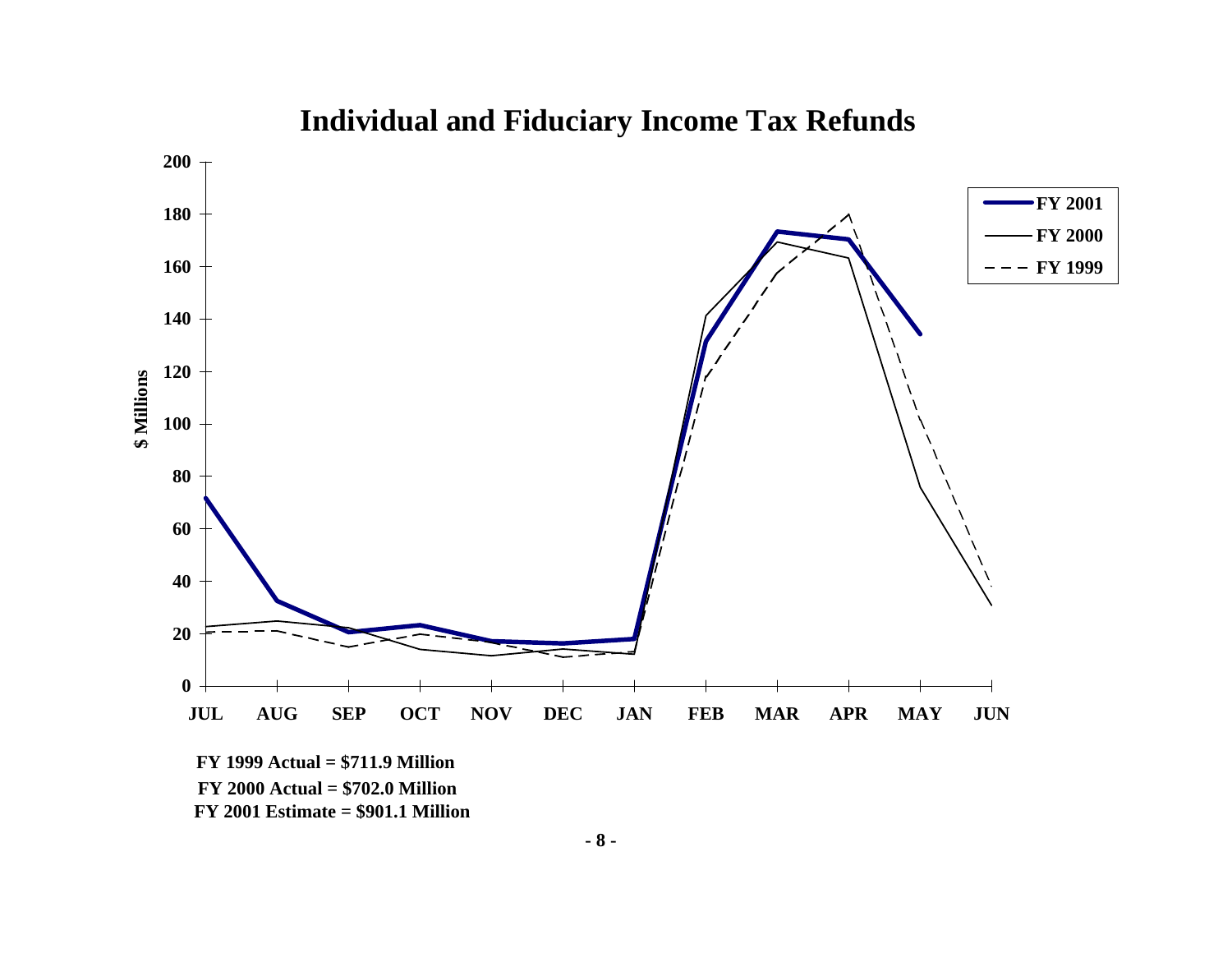# Individual and Fiduciary Income Tax Refunds

FY 1999 Actual = $711.9 Million

FY 2000 Actual = $702.0 Million

FY 2001 Estimate = $901.1 Million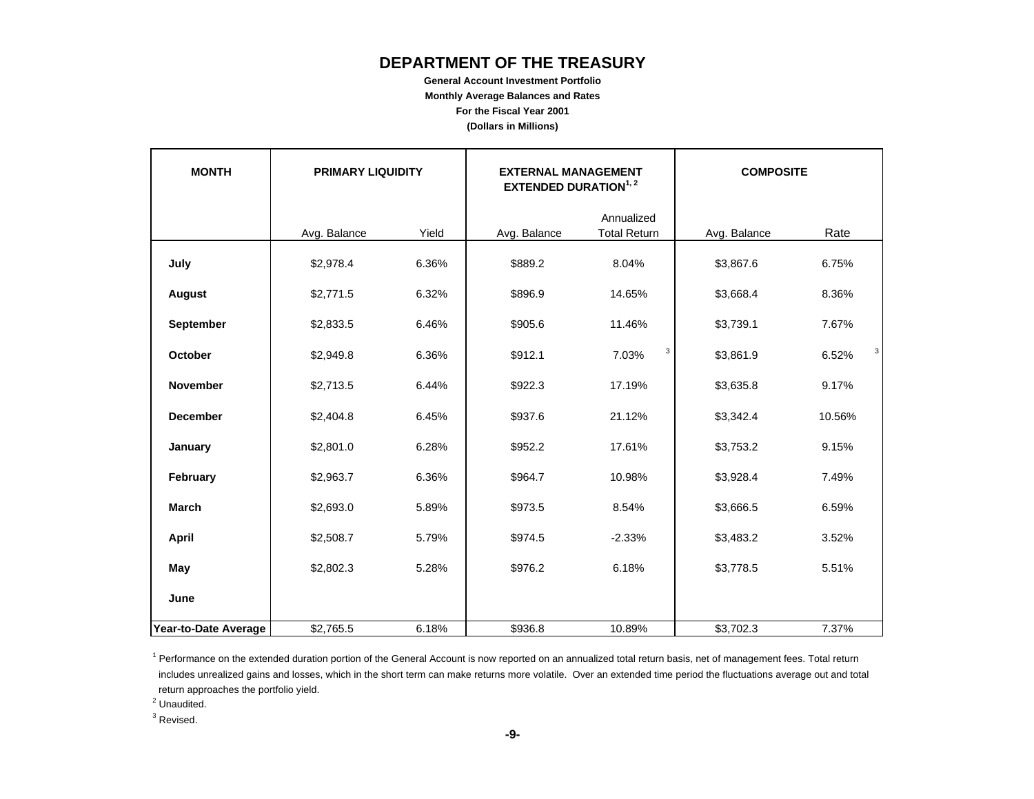# DEPARTMENT OF THE TREASURY

**General Account Investment Portfolio**

**Monthly Average Balances and Rates**

**For the Fiscal Year 2001**

**(Dollars in Millions)**

| MONTH | PRIMARY LIQUIDITY | | EXTERNAL MANAGEMENT EXTENDED DURATION[1, 2] | | COMPOSITE | |
|---|---|---|---|---|---|---|
| | Avg. Balance | Yield | Avg. Balance | Annualized Total Return | Avg. Balance | Rate |
| **July** | $2,978.4 | 6.36% | $889.2 | 8.04% | $3,867.6 | 6.75% |
| **August** | $2,771.5 | 6.32% | $896.9 | 14.65% | $3,668.4 | 8.36% |
| **September** | $2,833.5 | 6.46% | $905.6 | 11.46% | $3,739.1 | 7.67% |
| **October** | $2,949.8 | 6.36% | $912.1 | 7.03% [3] | $3,861.9 | 6.52% [3] |
| **November** | $2,713.5 | 6.44% | $922.3 | 17.19% | $3,635.8 | 9.17% |
| **December** | $2,404.8 | 6.45% | $937.6 | 21.12% | $3,342.4 | 10.56% |
| **January** | $2,801.0 | 6.28% | $952.2 | 17.61% | $3,753.2 | 9.15% |
| **February** | $2,963.7 | 6.36% | $964.7 | 10.98% | $3,928.4 | 7.49% |
| **March** | $2,693.0 | 5.89% | $973.5 | 8.54% | $3,666.5 | 6.59% |
| **April** | $2,508.7 | 5.79% | $974.5 | -2.33% | $3,483.2 | 3.52% |
| **May** | $2,802.3 | 5.28% | $976.2 | 6.18% | $3,778.5 | 5.51% |
| **June** | | | | | | |
| **Year-to-Date Average** | $2,765.5 | 6.18% | $936.8 | 10.89% | $3,702.3 | 7.37% |

[1] Performance on the extended duration portion of the General Account is now reported on an annualized total return basis, net of management fees. Total return includes unrealized gains and losses, which in the short term can make returns more volatile. Over an extended time period the fluctuations average out and total return approaches the portfolio yield.

[2] Unaudited.

[3] Revised.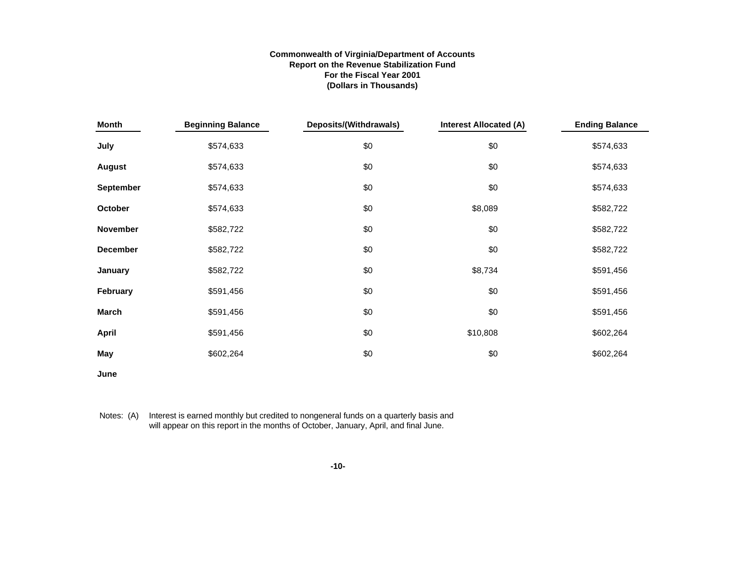**Commonwealth of Virginia/Department of Accounts**
**Report on the Revenue Stabilization Fund**
**For the Fiscal Year 2001**
**(Dollars in Thousands)**

| Month | Beginning Balance | Deposits/(Withdrawals) | Interest Allocated (A) | Ending Balance |
|---|---|---|---|---|
| **July** | $574,633 | $0 | $0 | $574,633 |
| **August** | $574,633 | $0 | $0 | $574,633 |
| **September** | $574,633 | $0 | $0 | $574,633 |
| **October** | $574,633 | $0 | $8,089 | $582,722 |
| **November** | $582,722 | $0 | $0 | $582,722 |
| **December** | $582,722 | $0 | $0 | $582,722 |
| **January** | $582,722 | $0 | $8,734 | $591,456 |
| **February** | $591,456 | $0 | $0 | $591,456 |
| **March** | $591,456 | $0 | $0 | $591,456 |
| **April** | $591,456 | $0 | $10,808 | $602,264 |
| **May** | $602,264 | $0 | $0 | $602,264 |
| **June** | | | | |

Notes: (A) Interest is earned monthly but credited to nongeneral funds on a quarterly basis and will appear on this report in the months of October, January, April, and final June.